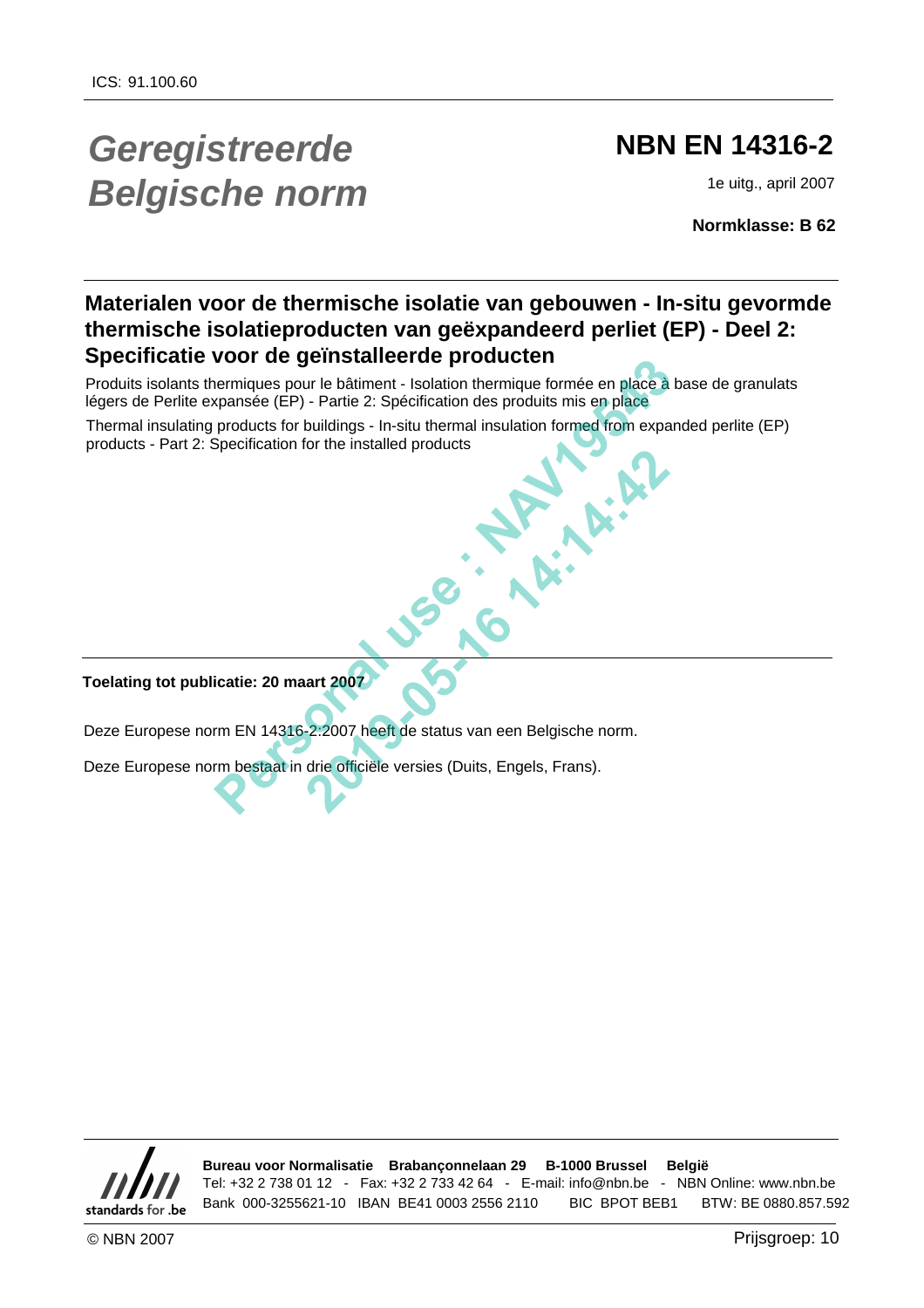ICS: 91.100.60

# *Geregistreerde Belgische norm*

# NBN EN 14316-2

1e uitg., april 2007

**Normklasse: B 62**

## Materialen voor de thermische isolatie van gebouwen - In-situ gevormde thermische isolatieproducten van geëxpandeerd perliet (EP) - Deel 2: Specificatie voor de geïnstalleerde producten

Produits isolants thermiques pour le bâtiment - Isolation thermique formée en place à base de granulats légers de Perlite expansée (EP) - Partie 2: Spécification des produits mis en place

Thermal insulating products for buildings - In-situ thermal insulation formed from expanded perlite (EP) products - Part 2: Specification for the installed products

**Toelating tot publicatie: 20 maart 2007**

Deze Europese norm EN 14316-2:2007 heeft de status van een Belgische norm.

Deze Europese norm bestaat in drie officiële versies (Duits, Engels, Frans).

**Bureau voor Normalisatie Brabançonnelaan 29 B-1000 Brussel België**
Tel: +32 2 738 01 12 - Fax: +32 2 733 42 64 - E-mail: info@nbn.be - NBN Online: www.nbn.be
Bank 000-3255621-10 IBAN BE41 0003 2556 2110 BIC BPOT BEB1 BTW: BE 0880.857.592

© NBN 2007

Prijsgroep: 10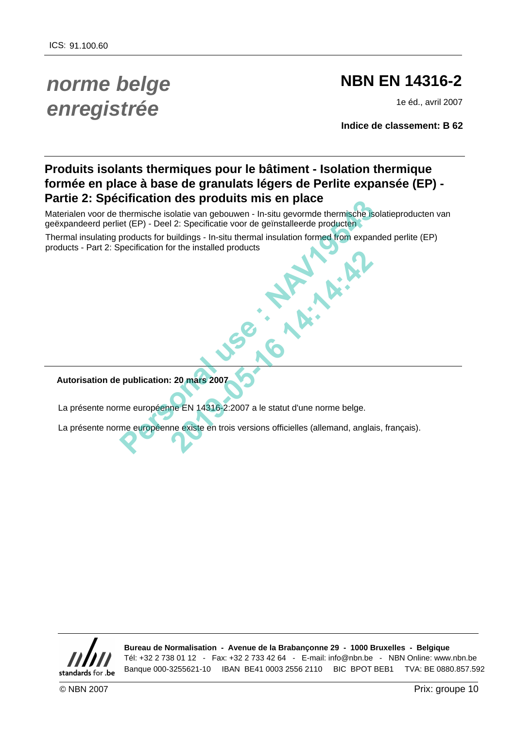ICS: 91.100.60

*norme belge enregistrée*

# NBN EN 14316-2

1e éd., avril 2007

**Indice de classement: B 62**

## Produits isolants thermiques pour le bâtiment - Isolation thermique formée en place à base de granulats légers de Perlite expansée (EP) - Partie 2: Spécification des produits mis en place

Materialen voor de thermische isolatie van gebouwen - In-situ gevormde thermische isolatieproducten van geëxpandeerd perliet (EP) - Deel 2: Specificatie voor de geïnstalleerde producten

Thermal insulating products for buildings - In-situ thermal insulation formed from expanded perlite (EP) products - Part 2: Specification for the installed products

**Autorisation de publication: 20 mars 2007**

La présente norme européenne EN 14316-2:2007 a le statut d'une norme belge.

La présente norme européenne existe en trois versions officielles (allemand, anglais, français).

standards for .be

**Bureau de Normalisation - Avenue de la Brabançonne 29 - 1000 Bruxelles - Belgique**
Tél: +32 2 738 01 12 - Fax: +32 2 733 42 64 - E-mail: info@nbn.be - NBN Online: www.nbn.be
Banque 000-3255621-10 IBAN BE41 0003 2556 2110 BIC BPOT BEB1 TVA: BE 0880.857.592

© NBN 2007

Prix: groupe 10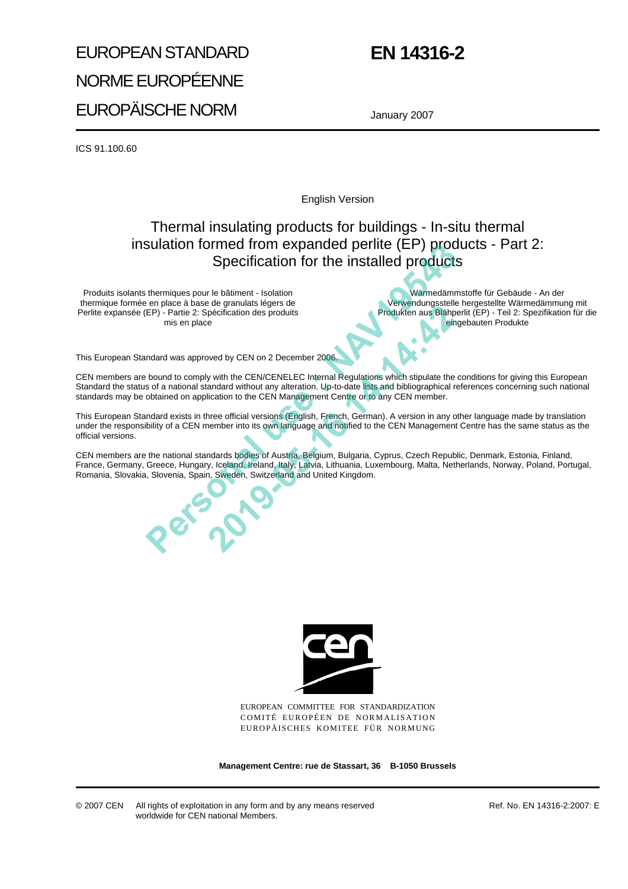EUROPEAN STANDARD

NORME EUROPÉENNE

EUROPÄISCHE NORM

# EN 14316-2

January 2007

ICS 91.100.60

English Version

# Thermal insulating products for buildings - In-situ thermal insulation formed from expanded perlite (EP) products - Part 2: Specification for the installed products

Produits isolants thermiques pour le bâtiment - Isolation thermique formée en place à base de granulats légers de Perlite expansée (EP) - Partie 2: Spécification des produits mis en place

Wärmedämmstoffe für Gebäude - An der Verwendungsstelle hergestellte Wärmedämmung mit Produkten aus Blähperlit (EP) - Teil 2: Spezifikation für die eingebauten Produkte

This European Standard was approved by CEN on 2 December 2006.

CEN members are bound to comply with the CEN/CENELEC Internal Regulations which stipulate the conditions for giving this European Standard the status of a national standard without any alteration. Up-to-date lists and bibliographical references concerning such national standards may be obtained on application to the CEN Management Centre or to any CEN member.

This European Standard exists in three official versions (English, French, German). A version in any other language made by translation under the responsibility of a CEN member into its own language and notified to the CEN Management Centre has the same status as the official versions.

CEN members are the national standards bodies of Austria, Belgium, Bulgaria, Cyprus, Czech Republic, Denmark, Estonia, Finland, France, Germany, Greece, Hungary, Iceland, Ireland, Italy, Latvia, Lithuania, Luxembourg, Malta, Netherlands, Norway, Poland, Portugal, Romania, Slovakia, Slovenia, Spain, Sweden, Switzerland and United Kingdom.

EUROPEAN COMMITTEE FOR STANDARDIZATION
COMITÉ EUROPÉEN DE NORMALISATION
EUROPÄISCHES KOMITEE FÜR NORMUNG

**Management Centre: rue de Stassart, 36 B-1050 Brussels**

© 2007 CEN All rights of exploitation in any form and by any means reserved worldwide for CEN national Members.

Ref. No. EN 14316-2:2007: E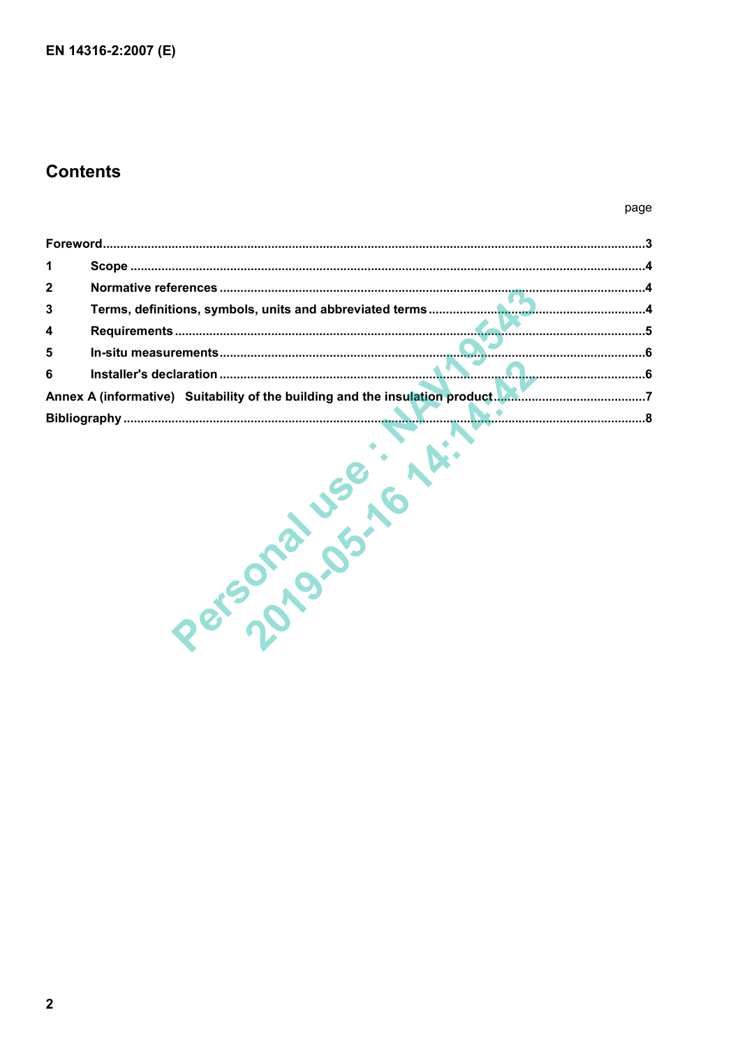# Contents

page

Foreword .......................................................................................................................................3

1 Scope .......................................................................................................................................4

2 Normative references .............................................................................................................4

3 Terms, definitions, symbols, units and abbreviated terms ...................................................4

4 Requirements ..........................................................................................................................5

5 In-situ measurements ..............................................................................................................6

6 Installer's declaration ..............................................................................................................6

Annex A (informative) Suitability of the building and the insulation product.............................7

Bibliography ...................................................................................................................................8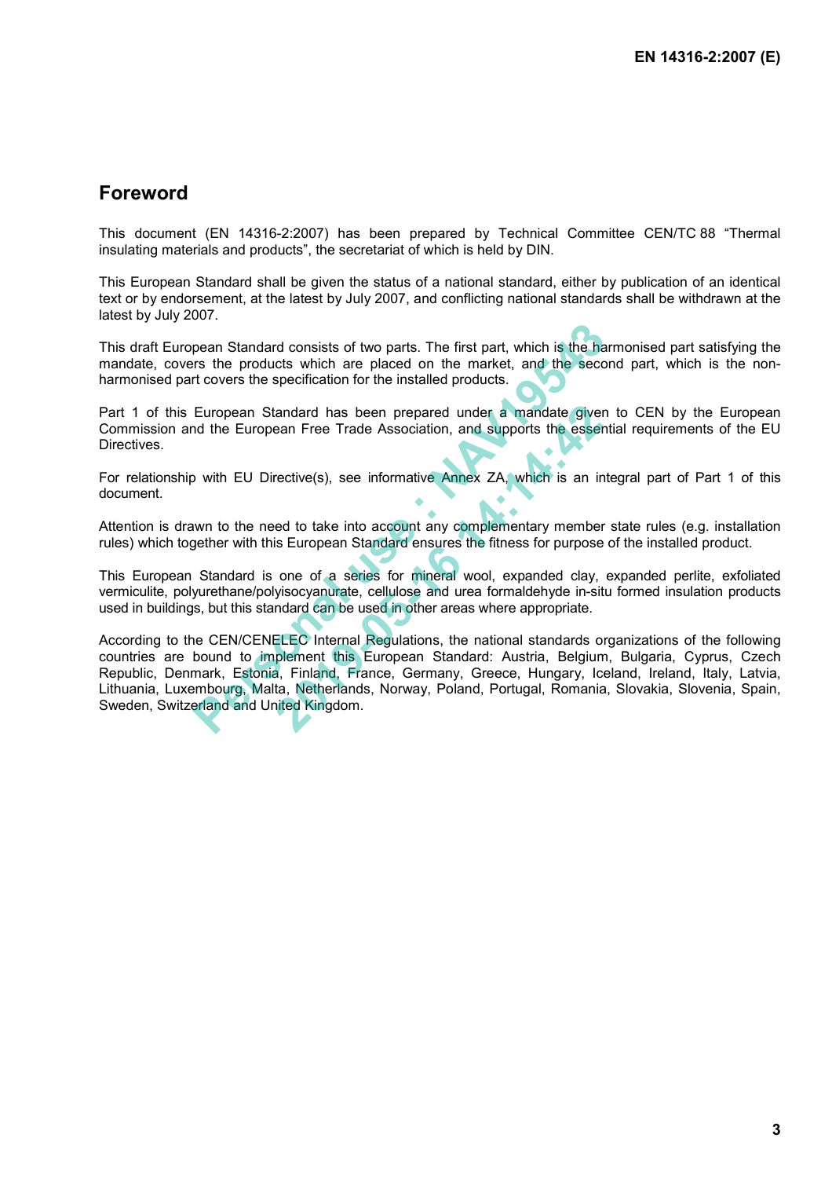## Foreword

This document (EN 14316-2:2007) has been prepared by Technical Committee CEN/TC 88 "Thermal insulating materials and products", the secretariat of which is held by DIN.

This European Standard shall be given the status of a national standard, either by publication of an identical text or by endorsement, at the latest by July 2007, and conflicting national standards shall be withdrawn at the latest by July 2007.

This draft European Standard consists of two parts. The first part, which is the harmonised part satisfying the mandate, covers the products which are placed on the market, and the second part, which is the non-harmonised part covers the specification for the installed products.

Part 1 of this European Standard has been prepared under a mandate given to CEN by the European Commission and the European Free Trade Association, and supports the essential requirements of the EU Directives.

For relationship with EU Directive(s), see informative Annex ZA, which is an integral part of Part 1 of this document.

Attention is drawn to the need to take into account any complementary member state rules (e.g. installation rules) which together with this European Standard ensures the fitness for purpose of the installed product.

This European Standard is one of a series for mineral wool, expanded clay, expanded perlite, exfoliated vermiculite, polyurethane/polyisocyanurate, cellulose and urea formaldehyde in-situ formed insulation products used in buildings, but this standard can be used in other areas where appropriate.

According to the CEN/CENELEC Internal Regulations, the national standards organizations of the following countries are bound to implement this European Standard: Austria, Belgium, Bulgaria, Cyprus, Czech Republic, Denmark, Estonia, Finland, France, Germany, Greece, Hungary, Iceland, Ireland, Italy, Latvia, Lithuania, Luxembourg, Malta, Netherlands, Norway, Poland, Portugal, Romania, Slovakia, Slovenia, Spain, Sweden, Switzerland and United Kingdom.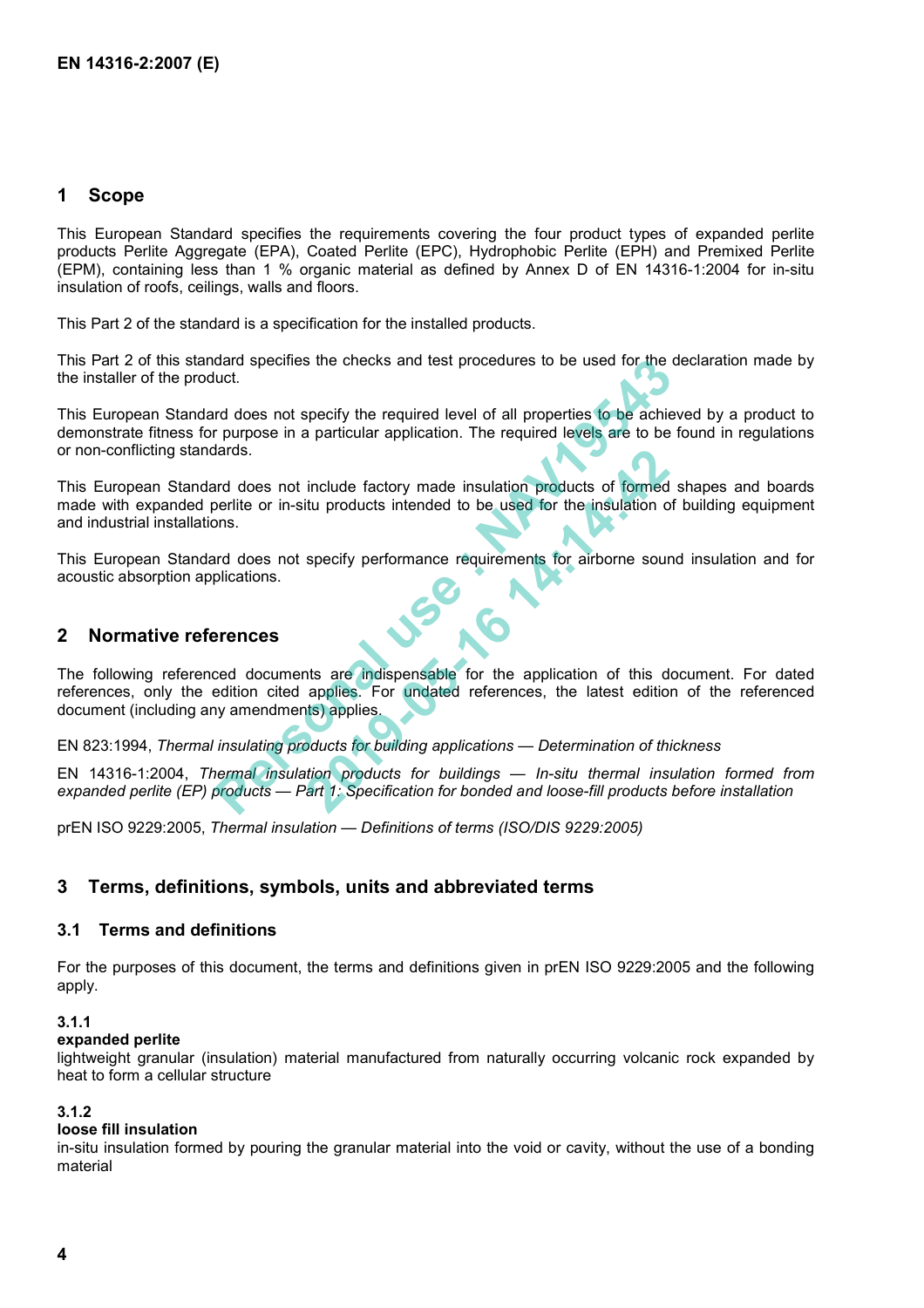## 1 Scope

This European Standard specifies the requirements covering the four product types of expanded perlite products Perlite Aggregate (EPA), Coated Perlite (EPC), Hydrophobic Perlite (EPH) and Premixed Perlite (EPM), containing less than 1 % organic material as defined by Annex D of EN 14316-1:2004 for in-situ insulation of roofs, ceilings, walls and floors.

This Part 2 of the standard is a specification for the installed products.

This Part 2 of this standard specifies the checks and test procedures to be used for the declaration made by the installer of the product.

This European Standard does not specify the required level of all properties to be achieved by a product to demonstrate fitness for purpose in a particular application. The required levels are to be found in regulations or non-conflicting standards.

This European Standard does not include factory made insulation products of formed shapes and boards made with expanded perlite or in-situ products intended to be used for the insulation of building equipment and industrial installations.

This European Standard does not specify performance requirements for airborne sound insulation and for acoustic absorption applications.

## 2 Normative references

The following referenced documents are indispensable for the application of this document. For dated references, only the edition cited applies. For undated references, the latest edition of the referenced document (including any amendments) applies.

EN 823:1994, *Thermal insulating products for building applications — Determination of thickness*

EN 14316-1:2004, *Thermal insulation products for buildings — In-situ thermal insulation formed from expanded perlite (EP) products — Part 1: Specification for bonded and loose-fill products before installation*

prEN ISO 9229:2005, *Thermal insulation — Definitions of terms (ISO/DIS 9229:2005)*

## 3 Terms, definitions, symbols, units and abbreviated terms

### 3.1 Terms and definitions

For the purposes of this document, the terms and definitions given in prEN ISO 9229:2005 and the following apply.

**3.1.1**
**expanded perlite**
lightweight granular (insulation) material manufactured from naturally occurring volcanic rock expanded by heat to form a cellular structure

**3.1.2**
**loose fill insulation**
in-situ insulation formed by pouring the granular material into the void or cavity, without the use of a bonding material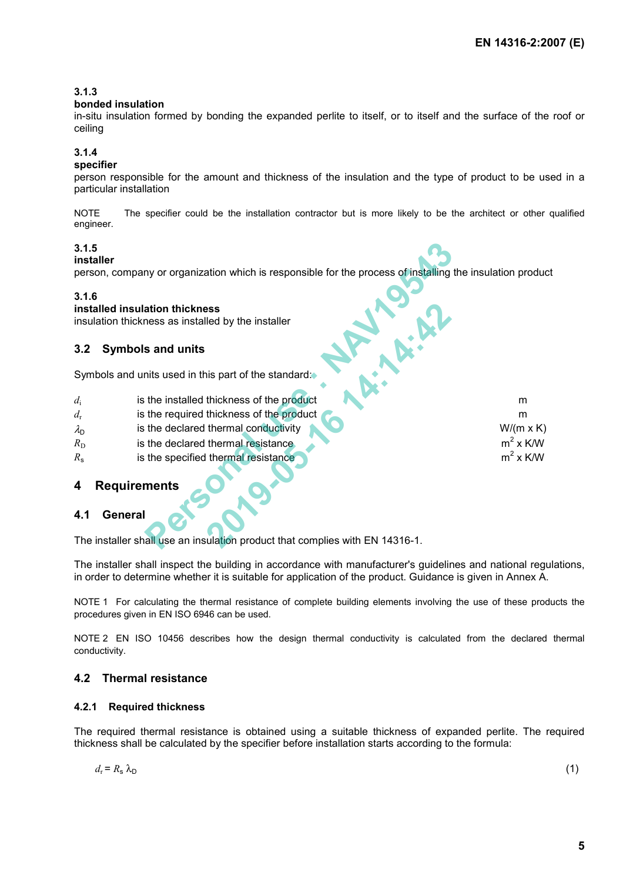### 3.1.3

**bonded insulation**

in-situ insulation formed by bonding the expanded perlite to itself, or to itself and the surface of the roof or ceiling

### 3.1.4

**specifier**

person responsible for the amount and thickness of the insulation and the type of product to be used in a particular installation

NOTE The specifier could be the installation contractor but is more likely to be the architect or other qualified engineer.

### 3.1.5

**installer**

person, company or organization which is responsible for the process of installing the insulation product

### 3.1.6

**installed insulation thickness**

insulation thickness as installed by the installer

## 3.2 Symbols and units

Symbols and units used in this part of the standard:

| | | |
|---|---|---|
| $d_i$ | is the installed thickness of the product | m |
| $d_r$ | is the required thickness of the product | m |
| $\lambda_D$ | is the declared thermal conductivity | W/(m x K) |
| $R_D$ | is the declared thermal resistance | $m^2$ x K/W |
| $R_s$ | is the specified thermal resistance | $m^2$ x K/W |

# 4 Requirements

## 4.1 General

The installer shall use an insulation product that complies with EN 14316-1.

The installer shall inspect the building in accordance with manufacturer's guidelines and national regulations, in order to determine whether it is suitable for application of the product. Guidance is given in Annex A.

NOTE 1 For calculating the thermal resistance of complete building elements involving the use of these products the procedures given in EN ISO 6946 can be used.

NOTE 2 EN ISO 10456 describes how the design thermal conductivity is calculated from the declared thermal conductivity.

## 4.2 Thermal resistance

### 4.2.1 Required thickness

The required thermal resistance is obtained using a suitable thickness of expanded perlite. The required thickness shall be calculated by the specifier before installation starts according to the formula:

$$d_r = R_s \lambda_D \tag{1}$$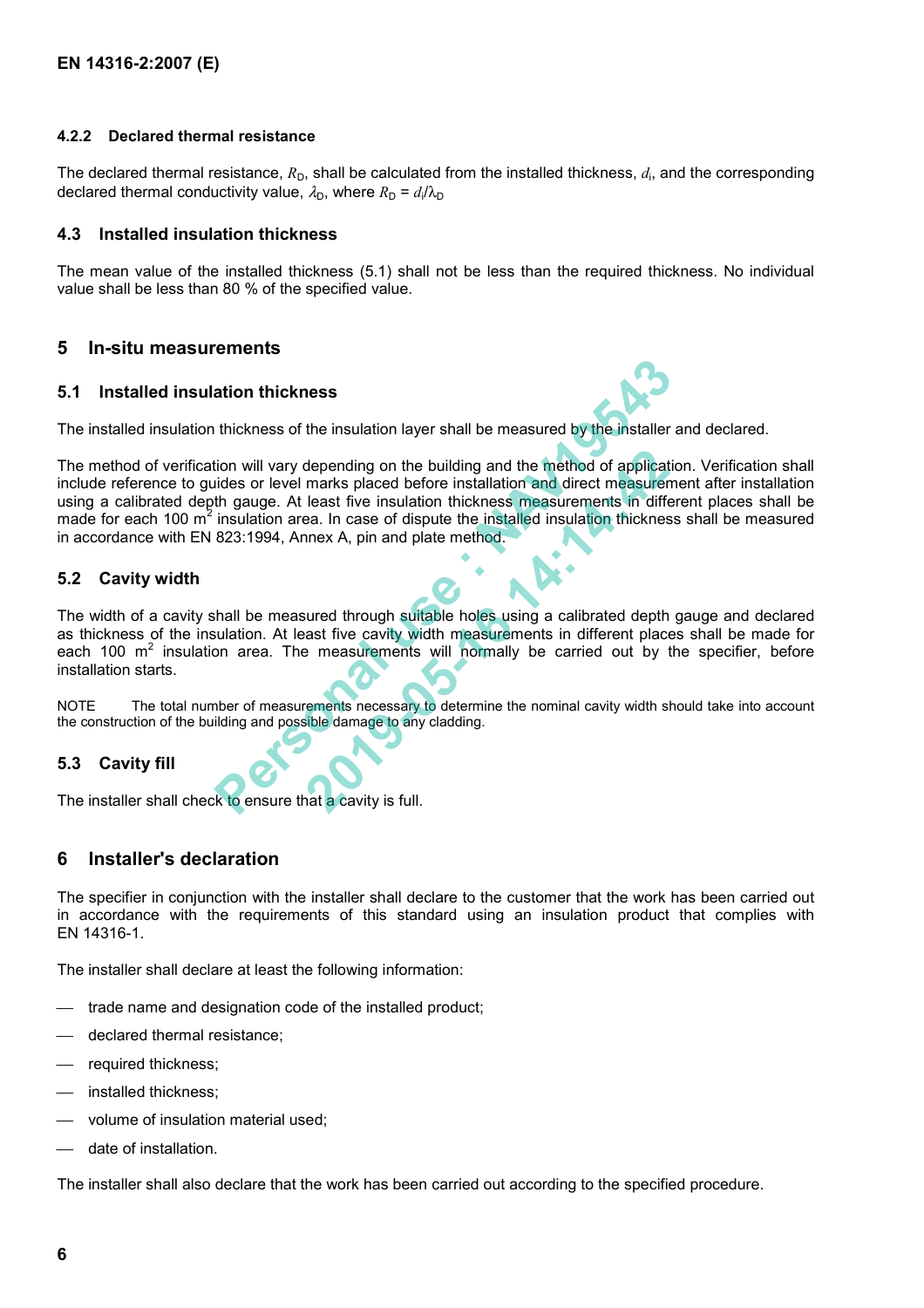### 4.2.2 Declared thermal resistance

The declared thermal resistance, $R_D$, shall be calculated from the installed thickness, $d_i$, and the corresponding declared thermal conductivity value, $\lambda_D$, where $R_D = d_i/\lambda_D$

### 4.3 Installed insulation thickness

The mean value of the installed thickness (5.1) shall not be less than the required thickness. No individual value shall be less than 80 % of the specified value.

## 5 In-situ measurements

### 5.1 Installed insulation thickness

The installed insulation thickness of the insulation layer shall be measured by the installer and declared.

The method of verification will vary depending on the building and the method of application. Verification shall include reference to guides or level marks placed before installation and direct measurement after installation using a calibrated depth gauge. At least five insulation thickness measurements in different places shall be made for each 100 m$^2$ insulation area. In case of dispute the installed insulation thickness shall be measured in accordance with EN 823:1994, Annex A, pin and plate method.

### 5.2 Cavity width

The width of a cavity shall be measured through suitable holes using a calibrated depth gauge and declared as thickness of the insulation. At least five cavity width measurements in different places shall be made for each 100 m$^2$ insulation area. The measurements will normally be carried out by the specifier, before installation starts.

NOTE The total number of measurements necessary to determine the nominal cavity width should take into account the construction of the building and possible damage to any cladding.

### 5.3 Cavity fill

The installer shall check to ensure that a cavity is full.

## 6 Installer's declaration

The specifier in conjunction with the installer shall declare to the customer that the work has been carried out in accordance with the requirements of this standard using an insulation product that complies with EN 14316-1.

The installer shall declare at least the following information:

- trade name and designation code of the installed product;
- declared thermal resistance;
- required thickness;
- installed thickness;
- volume of insulation material used;
- date of installation.

The installer shall also declare that the work has been carried out according to the specified procedure.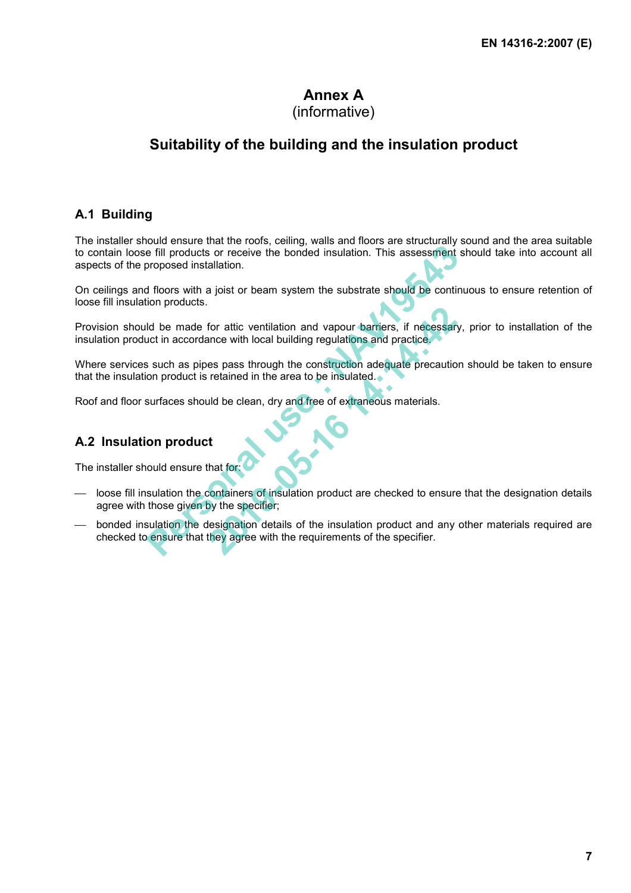# Annex A
(informative)

## Suitability of the building and the insulation product

### A.1 Building

The installer should ensure that the roofs, ceiling, walls and floors are structurally sound and the area suitable to contain loose fill products or receive the bonded insulation. This assessment should take into account all aspects of the proposed installation.

On ceilings and floors with a joist or beam system the substrate should be continuous to ensure retention of loose fill insulation products.

Provision should be made for attic ventilation and vapour barriers, if necessary, prior to installation of the insulation product in accordance with local building regulations and practice.

Where services such as pipes pass through the construction adequate precaution should be taken to ensure that the insulation product is retained in the area to be insulated.

Roof and floor surfaces should be clean, dry and free of extraneous materials.

### A.2 Insulation product

The installer should ensure that for:

- loose fill insulation the containers of insulation product are checked to ensure that the designation details agree with those given by the specifier;
- bonded insulation the designation details of the insulation product and any other materials required are checked to ensure that they agree with the requirements of the specifier.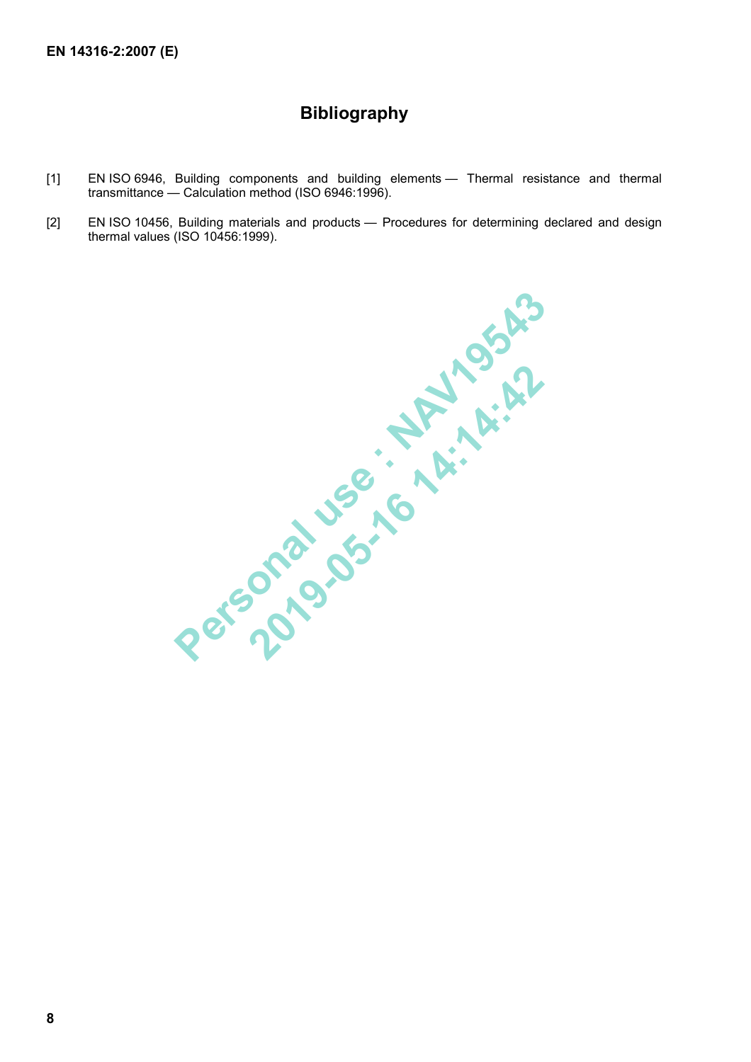# Bibliography

[1] EN ISO 6946, Building components and building elements — Thermal resistance and thermal transmittance — Calculation method (ISO 6946:1996).

[2] EN ISO 10456, Building materials and products — Procedures for determining declared and design thermal values (ISO 10456:1999).